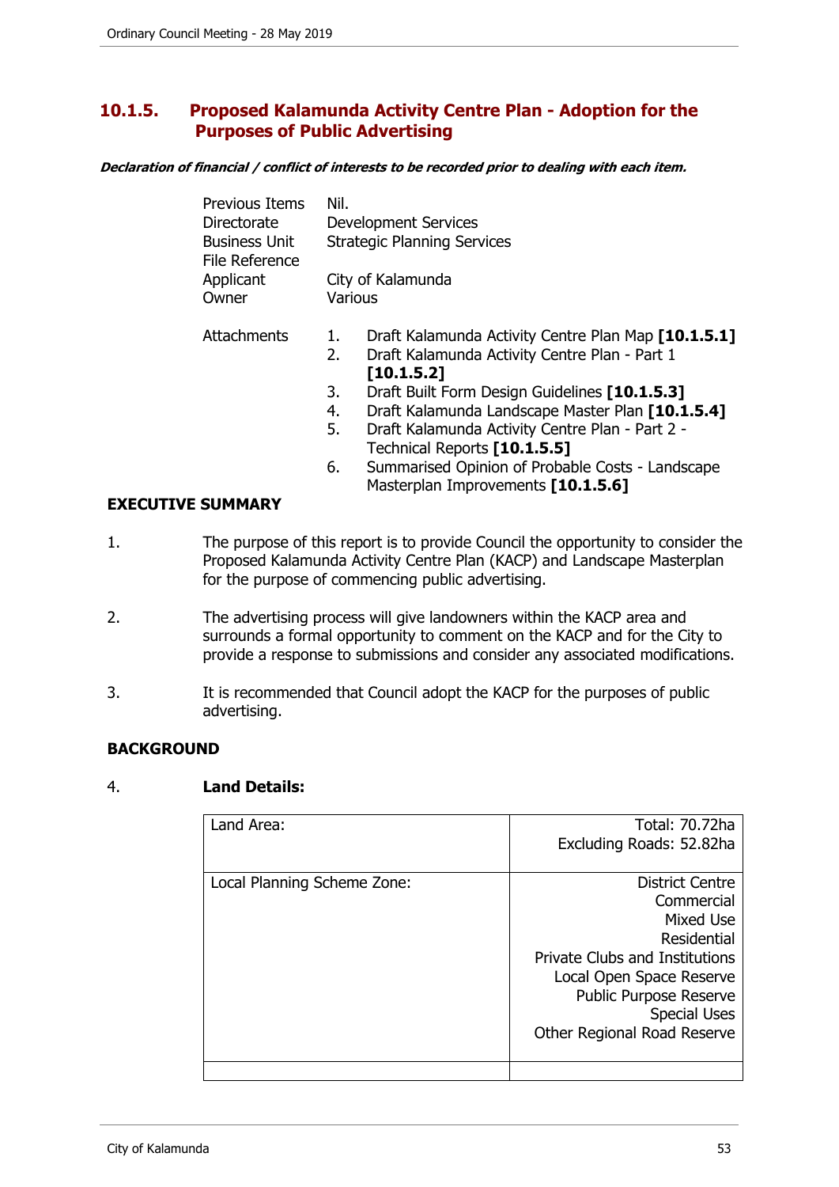## 10.1.5. Proposed Kalamunda Activity Centre Plan - Adoption for the Purposes of Public Advertising

***Declaration of financial / conflict of interests to be recorded prior to dealing with each item.***

| | |
|---|---|
| Previous Items | Nil. |
| Directorate | Development Services |
| Business Unit | Strategic Planning Services |
| File Reference | |
| Applicant | City of Kalamunda |
| Owner | Various |

Attachments
1. Draft Kalamunda Activity Centre Plan Map **[10.1.5.1]**
2. Draft Kalamunda Activity Centre Plan - Part 1 **[10.1.5.2]**
3. Draft Built Form Design Guidelines **[10.1.5.3]**
4. Draft Kalamunda Landscape Master Plan **[10.1.5.4]**
5. Draft Kalamunda Activity Centre Plan - Part 2 - Technical Reports **[10.1.5.5]**
6. Summarised Opinion of Probable Costs - Landscape Masterplan Improvements **[10.1.5.6]**

### EXECUTIVE SUMMARY

1. The purpose of this report is to provide Council the opportunity to consider the Proposed Kalamunda Activity Centre Plan (KACP) and Landscape Masterplan for the purpose of commencing public advertising.

2. The advertising process will give landowners within the KACP area and surrounds a formal opportunity to comment on the KACP and for the City to provide a response to submissions and consider any associated modifications.

3. It is recommended that Council adopt the KACP for the purposes of public advertising.

### BACKGROUND

4. **Land Details:**

| | |
|---|---|
| Land Area: | Total: 70.72ha<br>Excluding Roads: 52.82ha |
| Local Planning Scheme Zone: | District Centre<br>Commercial<br>Mixed Use<br>Residential<br>Private Clubs and Institutions<br>Local Open Space Reserve<br>Public Purpose Reserve<br>Special Uses<br>Other Regional Road Reserve |
| | |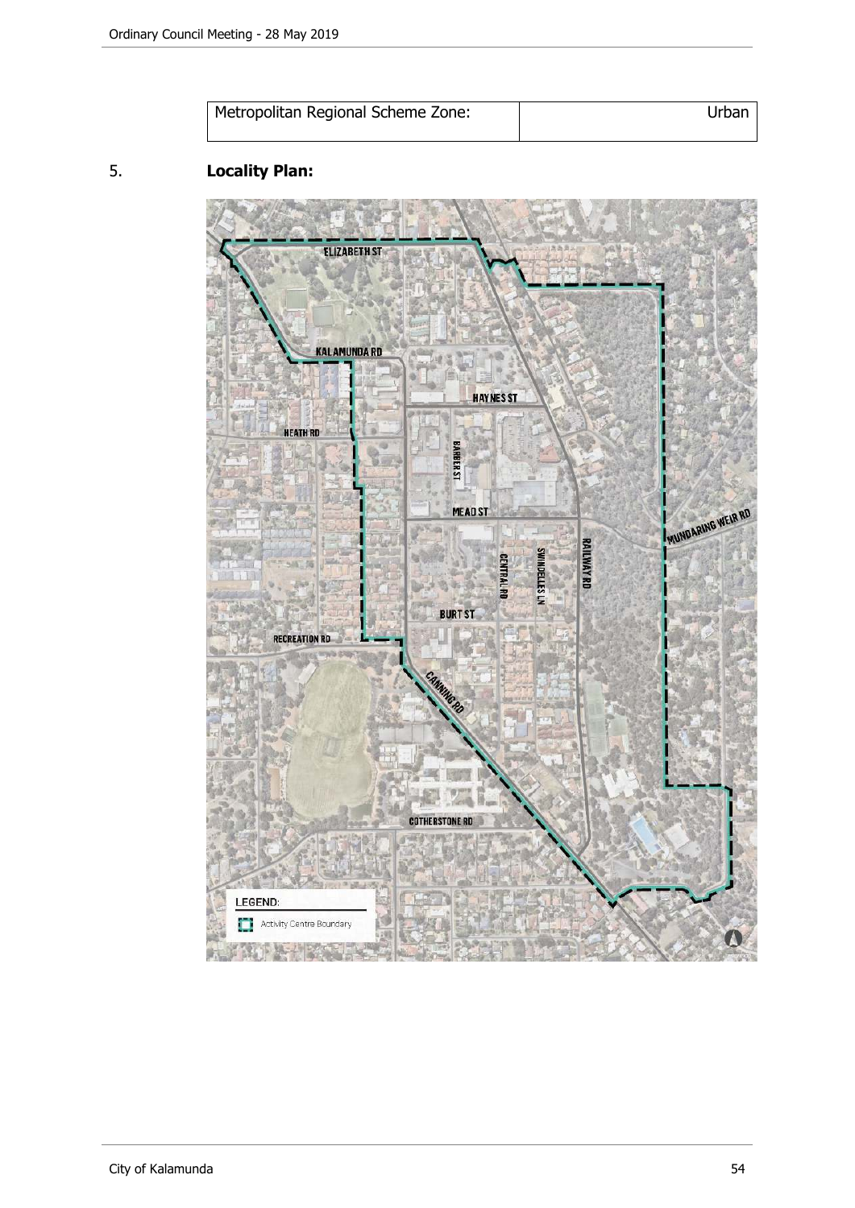| Metropolitan Regional Scheme Zone: | Urban |
| --- | --- |

5. **Locality Plan:**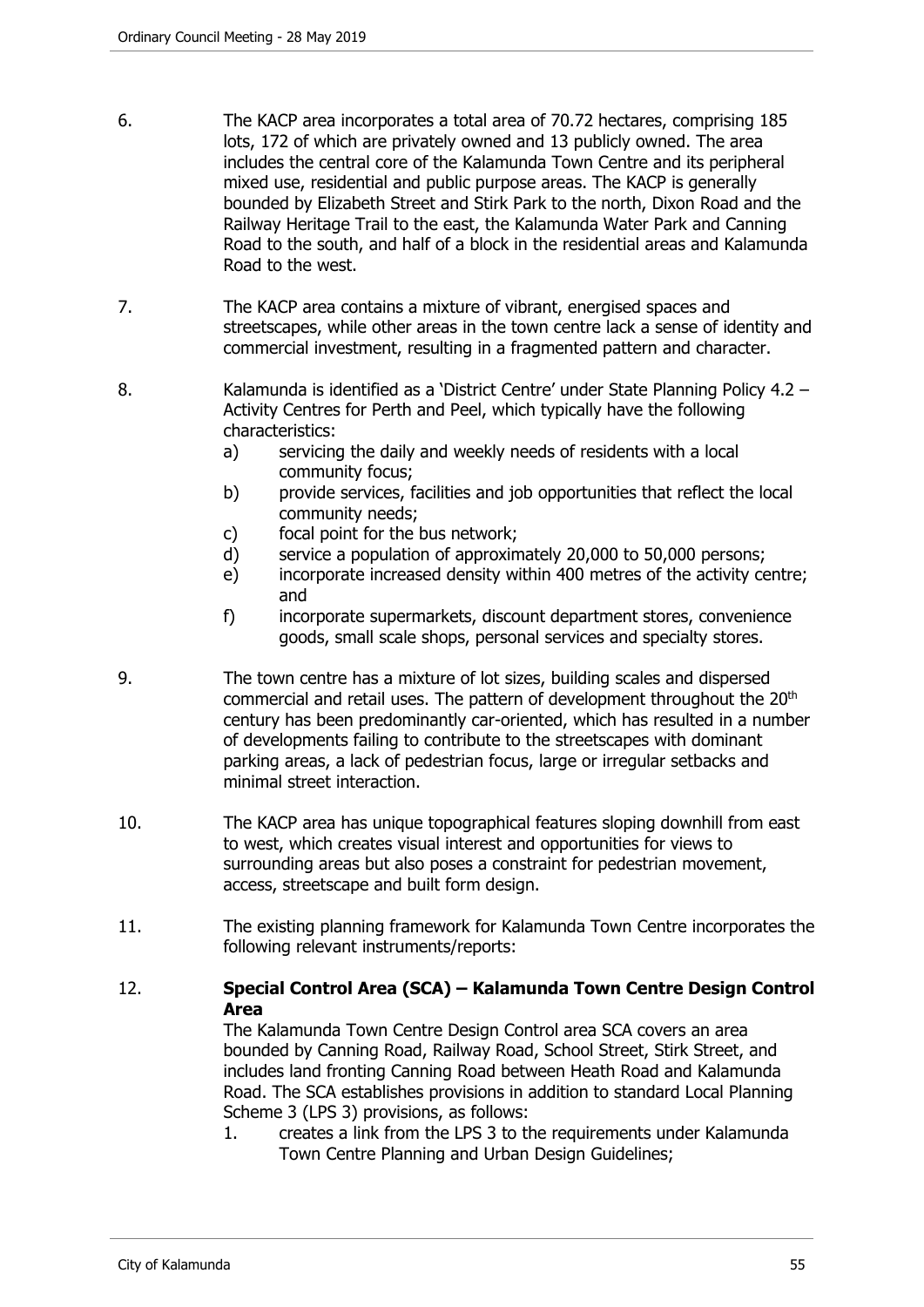6. The KACP area incorporates a total area of 70.72 hectares, comprising 185 lots, 172 of which are privately owned and 13 publicly owned. The area includes the central core of the Kalamunda Town Centre and its peripheral mixed use, residential and public purpose areas. The KACP is generally bounded by Elizabeth Street and Stirk Park to the north, Dixon Road and the Railway Heritage Trail to the east, the Kalamunda Water Park and Canning Road to the south, and half of a block in the residential areas and Kalamunda Road to the west.

7. The KACP area contains a mixture of vibrant, energised spaces and streetscapes, while other areas in the town centre lack a sense of identity and commercial investment, resulting in a fragmented pattern and character.

8. Kalamunda is identified as a 'District Centre' under State Planning Policy 4.2 – Activity Centres for Perth and Peel, which typically have the following characteristics:
   a) servicing the daily and weekly needs of residents with a local community focus;
   b) provide services, facilities and job opportunities that reflect the local community needs;
   c) focal point for the bus network;
   d) service a population of approximately 20,000 to 50,000 persons;
   e) incorporate increased density within 400 metres of the activity centre; and
   f) incorporate supermarkets, discount department stores, convenience goods, small scale shops, personal services and specialty stores.

9. The town centre has a mixture of lot sizes, building scales and dispersed commercial and retail uses. The pattern of development throughout the 20th century has been predominantly car-oriented, which has resulted in a number of developments failing to contribute to the streetscapes with dominant parking areas, a lack of pedestrian focus, large or irregular setbacks and minimal street interaction.

10. The KACP area has unique topographical features sloping downhill from east to west, which creates visual interest and opportunities for views to surrounding areas but also poses a constraint for pedestrian movement, access, streetscape and built form design.

11. The existing planning framework for Kalamunda Town Centre incorporates the following relevant instruments/reports:

12. **Special Control Area (SCA) – Kalamunda Town Centre Design Control Area**

    The Kalamunda Town Centre Design Control area SCA covers an area bounded by Canning Road, Railway Road, School Street, Stirk Street, and includes land fronting Canning Road between Heath Road and Kalamunda Road. The SCA establishes provisions in addition to standard Local Planning Scheme 3 (LPS 3) provisions, as follows:
    1. creates a link from the LPS 3 to the requirements under Kalamunda Town Centre Planning and Urban Design Guidelines;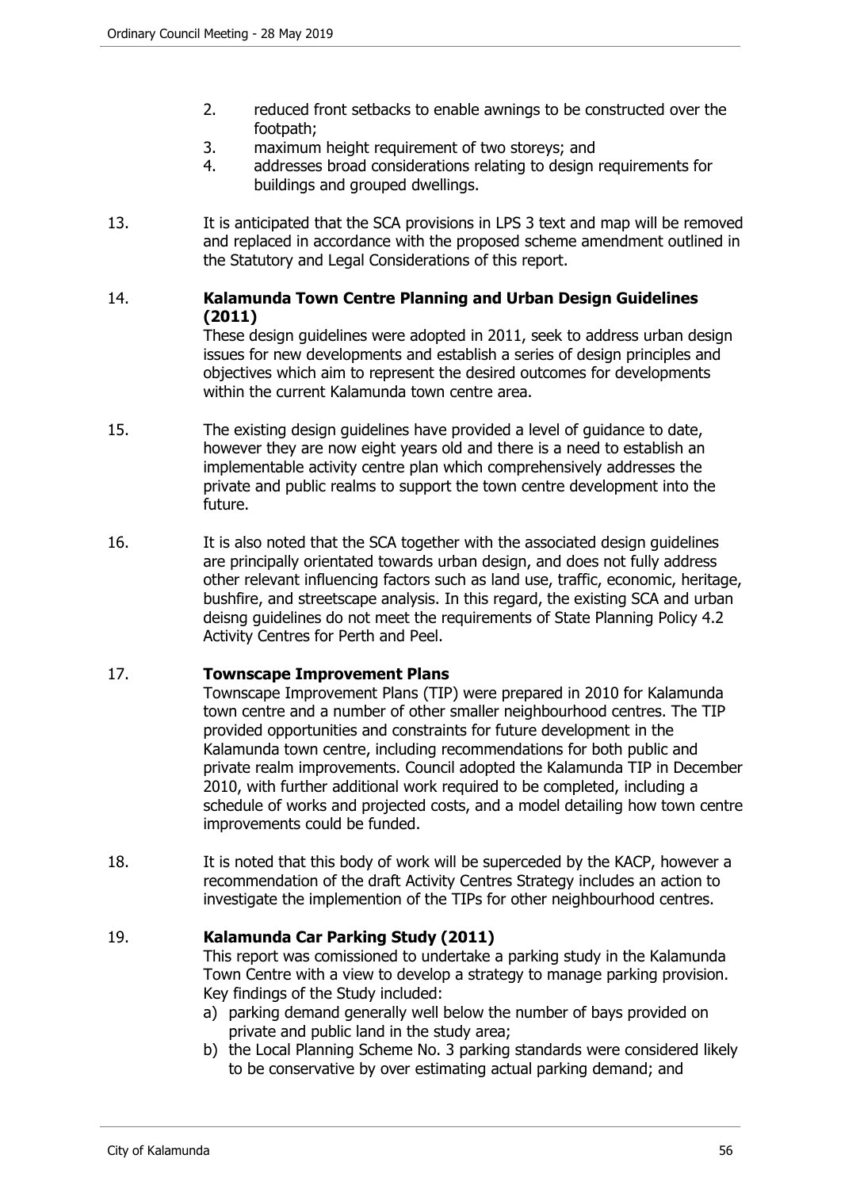2. reduced front setbacks to enable awnings to be constructed over the footpath;
3. maximum height requirement of two storeys; and
4. addresses broad considerations relating to design requirements for buildings and grouped dwellings.

13. It is anticipated that the SCA provisions in LPS 3 text and map will be removed and replaced in accordance with the proposed scheme amendment outlined in the Statutory and Legal Considerations of this report.

14. **Kalamunda Town Centre Planning and Urban Design Guidelines (2011)**
These design guidelines were adopted in 2011, seek to address urban design issues for new developments and establish a series of design principles and objectives which aim to represent the desired outcomes for developments within the current Kalamunda town centre area.

15. The existing design guidelines have provided a level of guidance to date, however they are now eight years old and there is a need to establish an implementable activity centre plan which comprehensively addresses the private and public realms to support the town centre development into the future.

16. It is also noted that the SCA together with the associated design guidelines are principally orientated towards urban design, and does not fully address other relevant influencing factors such as land use, traffic, economic, heritage, bushfire, and streetscape analysis. In this regard, the existing SCA and urban deisng guidelines do not meet the requirements of State Planning Policy 4.2 Activity Centres for Perth and Peel.

17. **Townscape Improvement Plans**
Townscape Improvement Plans (TIP) were prepared in 2010 for Kalamunda town centre and a number of other smaller neighbourhood centres. The TIP provided opportunities and constraints for future development in the Kalamunda town centre, including recommendations for both public and private realm improvements. Council adopted the Kalamunda TIP in December 2010, with further additional work required to be completed, including a schedule of works and projected costs, and a model detailing how town centre improvements could be funded.

18. It is noted that this body of work will be superceded by the KACP, however a recommendation of the draft Activity Centres Strategy includes an action to investigate the implemention of the TIPs for other neighbourhood centres.

19. **Kalamunda Car Parking Study (2011)**
This report was comissioned to undertake a parking study in the Kalamunda Town Centre with a view to develop a strategy to manage parking provision. Key findings of the Study included:
    a) parking demand generally well below the number of bays provided on private and public land in the study area;
    b) the Local Planning Scheme No. 3 parking standards were considered likely to be conservative by over estimating actual parking demand; and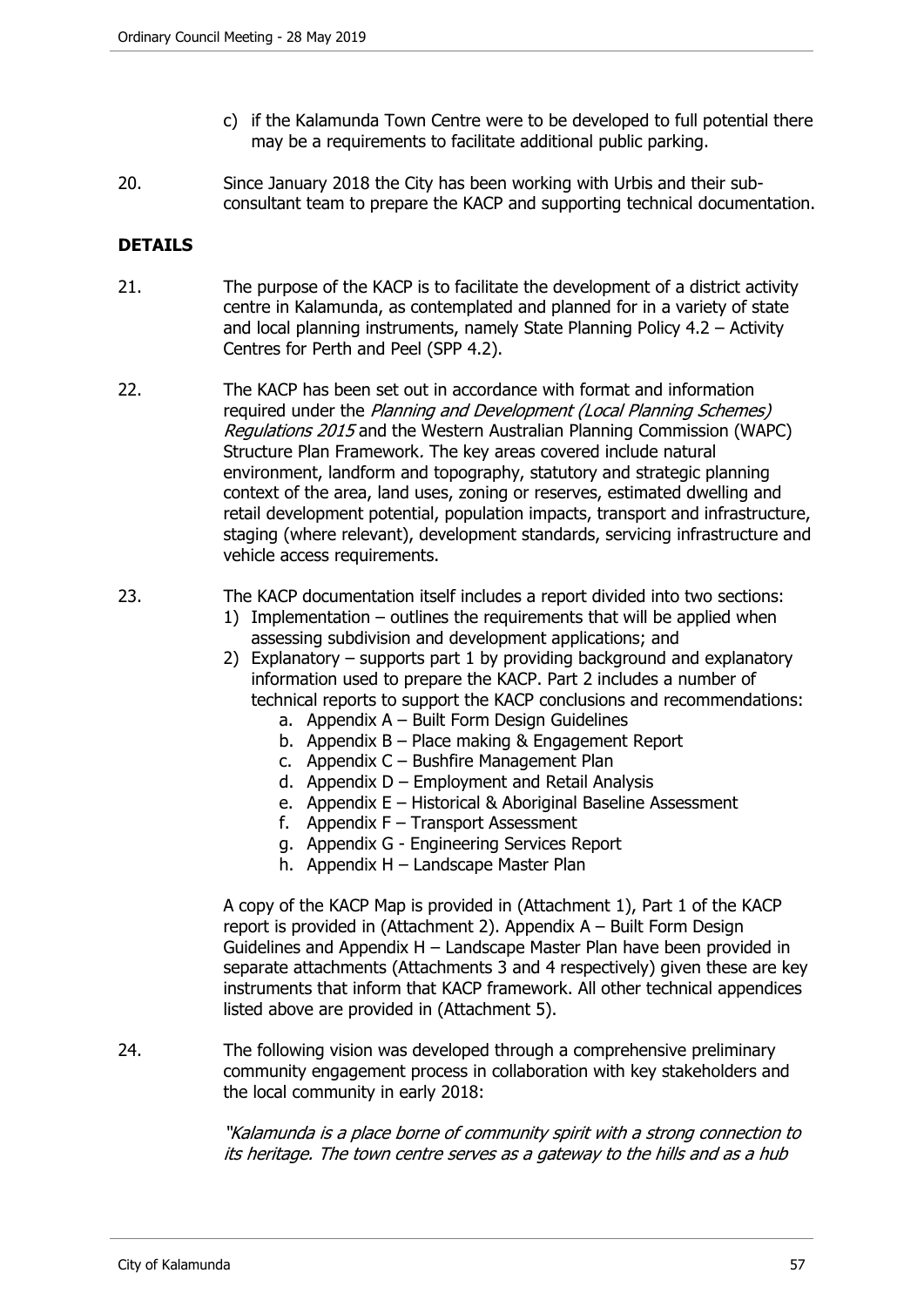c) if the Kalamunda Town Centre were to be developed to full potential there may be a requirements to facilitate additional public parking.

20. Since January 2018 the City has been working with Urbis and their sub-consultant team to prepare the KACP and supporting technical documentation.

## DETAILS

21. The purpose of the KACP is to facilitate the development of a district activity centre in Kalamunda, as contemplated and planned for in a variety of state and local planning instruments, namely State Planning Policy 4.2 – Activity Centres for Perth and Peel (SPP 4.2).

22. The KACP has been set out in accordance with format and information required under the *Planning and Development (Local Planning Schemes) Regulations 2015* and the Western Australian Planning Commission (WAPC) Structure Plan Framework*.* The key areas covered include natural environment, landform and topography, statutory and strategic planning context of the area, land uses, zoning or reserves, estimated dwelling and retail development potential, population impacts, transport and infrastructure, staging (where relevant), development standards, servicing infrastructure and vehicle access requirements.

23. The KACP documentation itself includes a report divided into two sections:
    1) Implementation – outlines the requirements that will be applied when assessing subdivision and development applications; and
    2) Explanatory – supports part 1 by providing background and explanatory information used to prepare the KACP. Part 2 includes a number of technical reports to support the KACP conclusions and recommendations:
        a. Appendix A – Built Form Design Guidelines
        b. Appendix B – Place making & Engagement Report
        c. Appendix C – Bushfire Management Plan
        d. Appendix D – Employment and Retail Analysis
        e. Appendix E – Historical & Aboriginal Baseline Assessment
        f. Appendix F – Transport Assessment
        g. Appendix G - Engineering Services Report
        h. Appendix H – Landscape Master Plan

    A copy of the KACP Map is provided in (Attachment 1), Part 1 of the KACP report is provided in (Attachment 2). Appendix A – Built Form Design Guidelines and Appendix H – Landscape Master Plan have been provided in separate attachments (Attachments 3 and 4 respectively) given these are key instruments that inform that KACP framework. All other technical appendices listed above are provided in (Attachment 5).

24. The following vision was developed through a comprehensive preliminary community engagement process in collaboration with key stakeholders and the local community in early 2018:

    *"Kalamunda is a place borne of community spirit with a strong connection to its heritage. The town centre serves as a gateway to the hills and as a hub*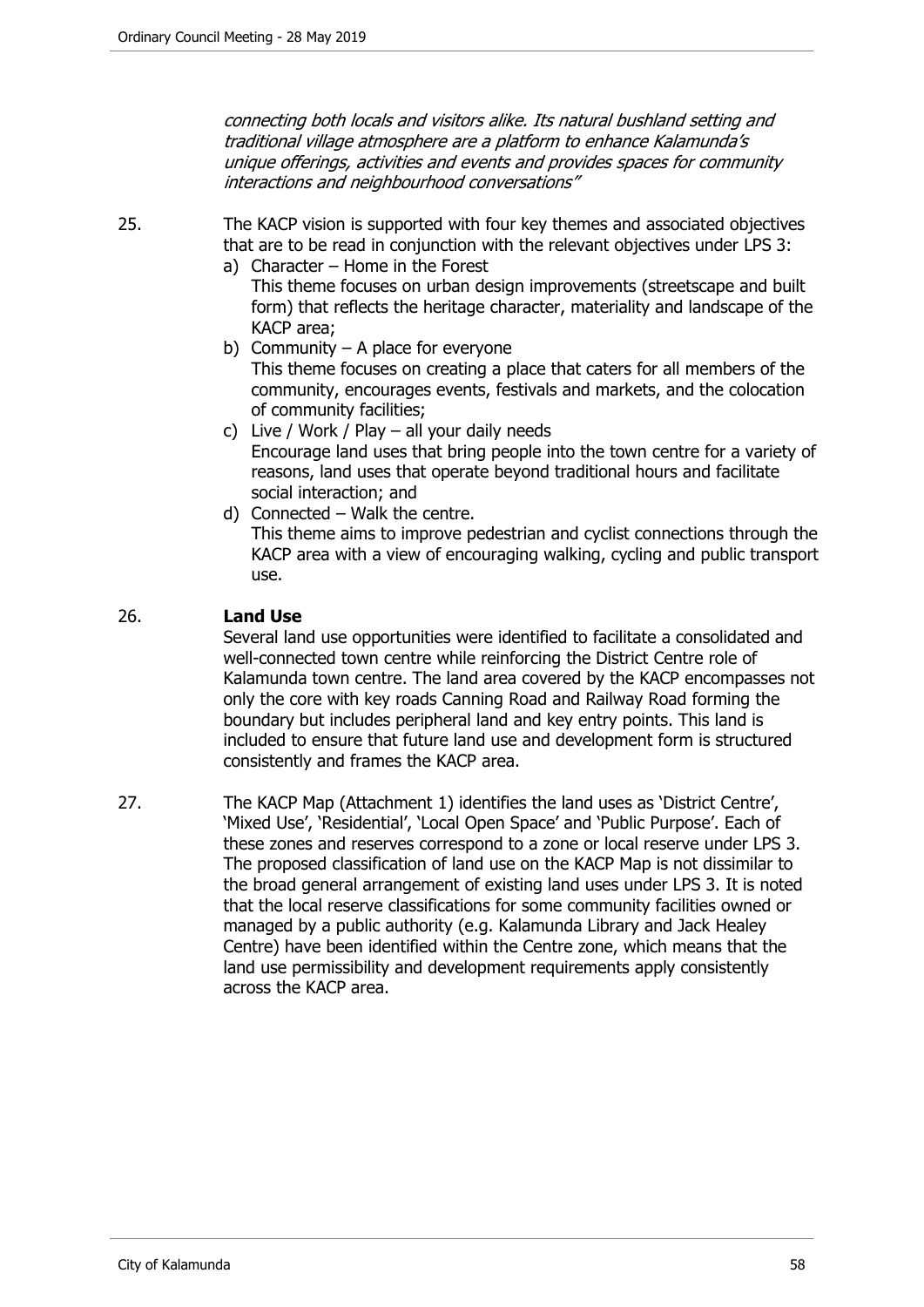*connecting both locals and visitors alike. Its natural bushland setting and traditional village atmosphere are a platform to enhance Kalamunda's unique offerings, activities and events and provides spaces for community interactions and neighbourhood conversations"*

25. The KACP vision is supported with four key themes and associated objectives that are to be read in conjunction with the relevant objectives under LPS 3:

    a) Character – Home in the Forest
    This theme focuses on urban design improvements (streetscape and built form) that reflects the heritage character, materiality and landscape of the KACP area;

    b) Community – A place for everyone
    This theme focuses on creating a place that caters for all members of the community, encourages events, festivals and markets, and the colocation of community facilities;

    c) Live / Work / Play – all your daily needs
    Encourage land uses that bring people into the town centre for a variety of reasons, land uses that operate beyond traditional hours and facilitate social interaction; and

    d) Connected – Walk the centre.
    This theme aims to improve pedestrian and cyclist connections through the KACP area with a view of encouraging walking, cycling and public transport use.

26. **Land Use**

    Several land use opportunities were identified to facilitate a consolidated and well-connected town centre while reinforcing the District Centre role of Kalamunda town centre. The land area covered by the KACP encompasses not only the core with key roads Canning Road and Railway Road forming the boundary but includes peripheral land and key entry points. This land is included to ensure that future land use and development form is structured consistently and frames the KACP area.

27. The KACP Map (Attachment 1) identifies the land uses as 'District Centre', 'Mixed Use', 'Residential', 'Local Open Space' and 'Public Purpose'. Each of these zones and reserves correspond to a zone or local reserve under LPS 3. The proposed classification of land use on the KACP Map is not dissimilar to the broad general arrangement of existing land uses under LPS 3. It is noted that the local reserve classifications for some community facilities owned or managed by a public authority (e.g. Kalamunda Library and Jack Healey Centre) have been identified within the Centre zone, which means that the land use permissibility and development requirements apply consistently across the KACP area.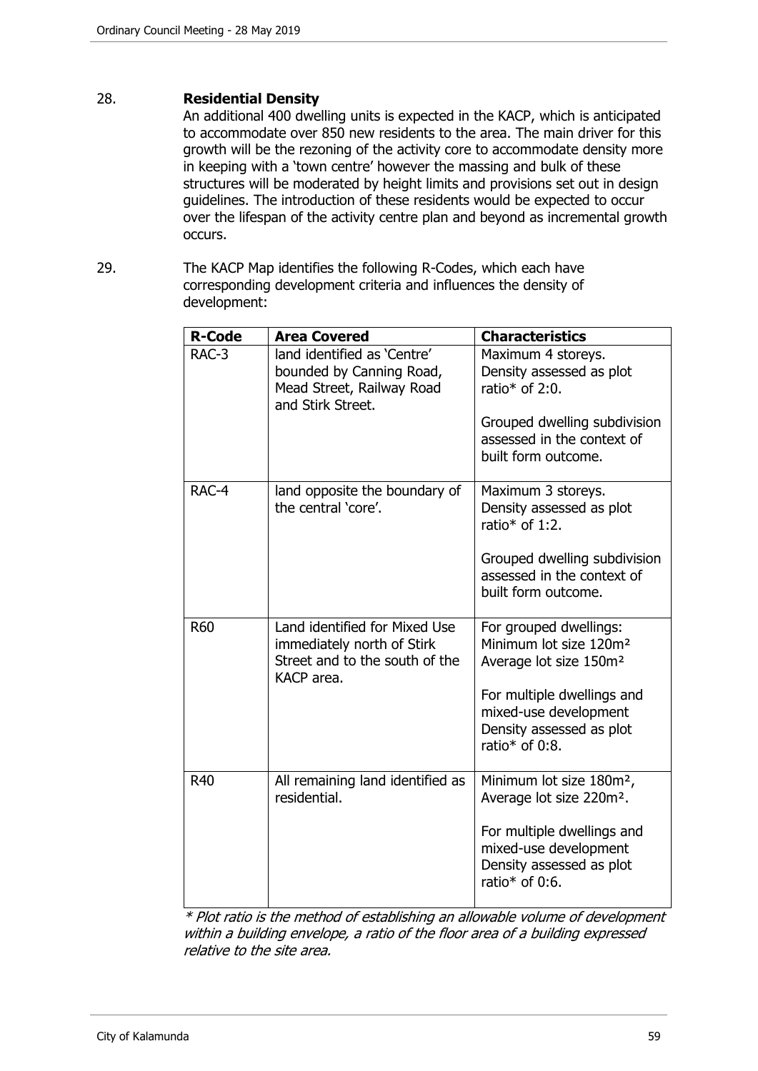28. **Residential Density**

An additional 400 dwelling units is expected in the KACP, which is anticipated to accommodate over 850 new residents to the area. The main driver for this growth will be the rezoning of the activity core to accommodate density more in keeping with a 'town centre' however the massing and bulk of these structures will be moderated by height limits and provisions set out in design guidelines. The introduction of these residents would be expected to occur over the lifespan of the activity centre plan and beyond as incremental growth occurs.

29. The KACP Map identifies the following R-Codes, which each have corresponding development criteria and influences the density of development:

| **R-Code** | **Area Covered** | **Characteristics** |
|---|---|---|
| RAC-3 | land identified as 'Centre' bounded by Canning Road, Mead Street, Railway Road and Stirk Street. | Maximum 4 storeys. Density assessed as plot ratio* of 2:0.<br><br>Grouped dwelling subdivision assessed in the context of built form outcome. |
| RAC-4 | land opposite the boundary of the central 'core'. | Maximum 3 storeys. Density assessed as plot ratio* of 1:2.<br><br>Grouped dwelling subdivision assessed in the context of built form outcome. |
| R60 | Land identified for Mixed Use immediately north of Stirk Street and to the south of the KACP area. | For grouped dwellings: Minimum lot size 120m² Average lot size 150m²<br><br>For multiple dwellings and mixed-use development Density assessed as plot ratio* of 0:8. |
| R40 | All remaining land identified as residential. | Minimum lot size 180m², Average lot size 220m².<br><br>For multiple dwellings and mixed-use development Density assessed as plot ratio* of 0:6. |

*\* Plot ratio is the method of establishing an allowable volume of development within a building envelope, a ratio of the floor area of a building expressed relative to the site area.*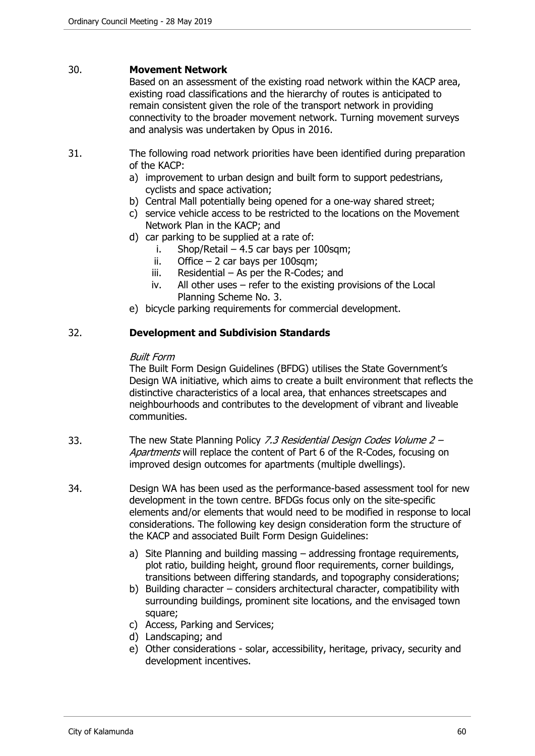30. **Movement Network**

Based on an assessment of the existing road network within the KACP area, existing road classifications and the hierarchy of routes is anticipated to remain consistent given the role of the transport network in providing connectivity to the broader movement network. Turning movement surveys and analysis was undertaken by Opus in 2016.

31. The following road network priorities have been identified during preparation of the KACP:

a) improvement to urban design and built form to support pedestrians, cyclists and space activation;
b) Central Mall potentially being opened for a one-way shared street;
c) service vehicle access to be restricted to the locations on the Movement Network Plan in the KACP; and
d) car parking to be supplied at a rate of:
   i. Shop/Retail – 4.5 car bays per 100sqm;
   ii. Office – 2 car bays per 100sqm;
   iii. Residential – As per the R-Codes; and
   iv. All other uses – refer to the existing provisions of the Local Planning Scheme No. 3.
e) bicycle parking requirements for commercial development.

32. **Development and Subdivision Standards**

*Built Form*

The Built Form Design Guidelines (BFDG) utilises the State Government's Design WA initiative, which aims to create a built environment that reflects the distinctive characteristics of a local area, that enhances streetscapes and neighbourhoods and contributes to the development of vibrant and liveable communities.

33. The new State Planning Policy *7.3 Residential Design Codes Volume 2 – Apartments* will replace the content of Part 6 of the R-Codes, focusing on improved design outcomes for apartments (multiple dwellings).

34. Design WA has been used as the performance-based assessment tool for new development in the town centre. BFDGs focus only on the site-specific elements and/or elements that would need to be modified in response to local considerations. The following key design consideration form the structure of the KACP and associated Built Form Design Guidelines:

a) Site Planning and building massing – addressing frontage requirements, plot ratio, building height, ground floor requirements, corner buildings, transitions between differing standards, and topography considerations;
b) Building character – considers architectural character, compatibility with surrounding buildings, prominent site locations, and the envisaged town square;
c) Access, Parking and Services;
d) Landscaping; and
e) Other considerations - solar, accessibility, heritage, privacy, security and development incentives.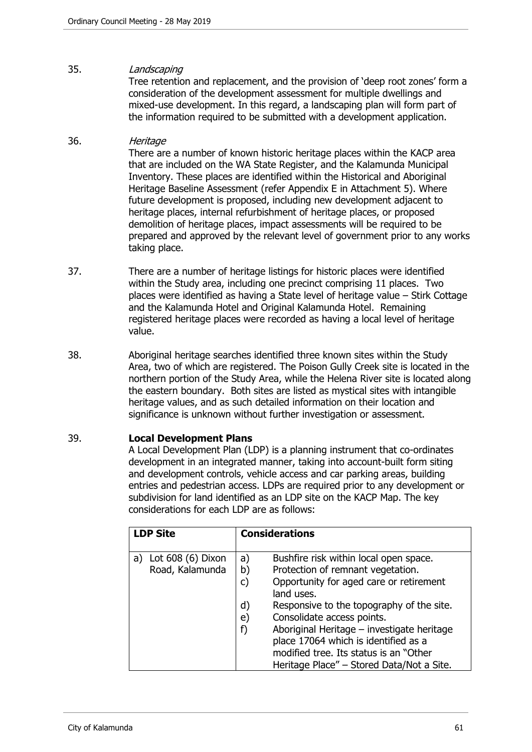35. *Landscaping*
Tree retention and replacement, and the provision of 'deep root zones' form a consideration of the development assessment for multiple dwellings and mixed-use development. In this regard, a landscaping plan will form part of the information required to be submitted with a development application.

36. *Heritage*
There are a number of known historic heritage places within the KACP area that are included on the WA State Register, and the Kalamunda Municipal Inventory. These places are identified within the Historical and Aboriginal Heritage Baseline Assessment (refer Appendix E in Attachment 5). Where future development is proposed, including new development adjacent to heritage places, internal refurbishment of heritage places, or proposed demolition of heritage places, impact assessments will be required to be prepared and approved by the relevant level of government prior to any works taking place.

37. There are a number of heritage listings for historic places were identified within the Study area, including one precinct comprising 11 places. Two places were identified as having a State level of heritage value – Stirk Cottage and the Kalamunda Hotel and Original Kalamunda Hotel. Remaining registered heritage places were recorded as having a local level of heritage value.

38. Aboriginal heritage searches identified three known sites within the Study Area, two of which are registered. The Poison Gully Creek site is located in the northern portion of the Study Area, while the Helena River site is located along the eastern boundary. Both sites are listed as mystical sites with intangible heritage values, and as such detailed information on their location and significance is unknown without further investigation or assessment.

39. **Local Development Plans**
A Local Development Plan (LDP) is a planning instrument that co-ordinates development in an integrated manner, taking into account-built form siting and development controls, vehicle access and car parking areas, building entries and pedestrian access. LDPs are required prior to any development or subdivision for land identified as an LDP site on the KACP Map. The key considerations for each LDP are as follows:

| LDP Site | Considerations |
|---|---|
| a) Lot 608 (6) Dixon Road, Kalamunda | a) Bushfire risk within local open space.<br>b) Protection of remnant vegetation.<br>c) Opportunity for aged care or retirement land uses.<br>d) Responsive to the topography of the site.<br>e) Consolidate access points.<br>f) Aboriginal Heritage – investigate heritage place 17064 which is identified as a modified tree. Its status is an "Other Heritage Place" – Stored Data/Not a Site. |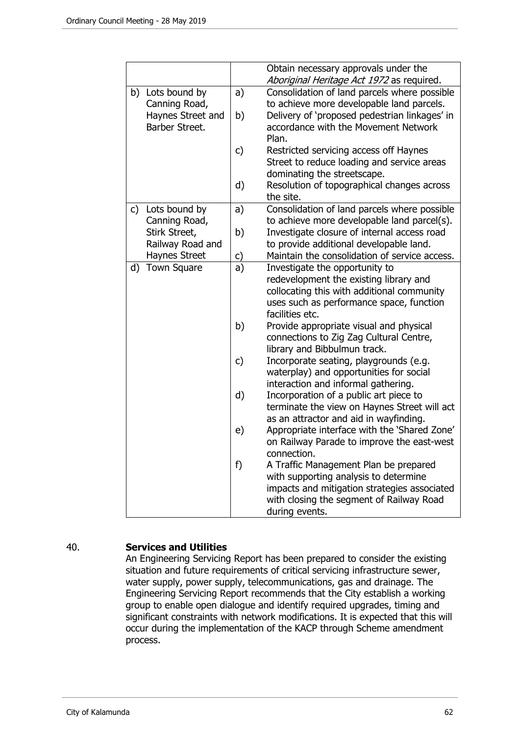| | | |
|---|---|---|
| | | Obtain necessary approvals under the *Aboriginal Heritage Act 1972* as required. |
| b) Lots bound by Canning Road, Haynes Street and Barber Street. | a) | Consolidation of land parcels where possible to achieve more developable land parcels. |
| | b) | Delivery of 'proposed pedestrian linkages' in accordance with the Movement Network Plan. |
| | c) | Restricted servicing access off Haynes Street to reduce loading and service areas dominating the streetscape. |
| | d) | Resolution of topographical changes across the site. |
| c) Lots bound by Canning Road, Stirk Street, Railway Road and Haynes Street | a) | Consolidation of land parcels where possible to achieve more developable land parcel(s). |
| | b) | Investigate closure of internal access road to provide additional developable land. |
| | c) | Maintain the consolidation of service access. |
| d) Town Square | a) | Investigate the opportunity to redevelopment the existing library and collocating this with additional community uses such as performance space, function facilities etc. |
| | b) | Provide appropriate visual and physical connections to Zig Zag Cultural Centre, library and Bibbulmun track. |
| | c) | Incorporate seating, playgrounds (e.g. waterplay) and opportunities for social interaction and informal gathering. |
| | d) | Incorporation of a public art piece to terminate the view on Haynes Street will act as an attractor and aid in wayfinding. |
| | e) | Appropriate interface with the 'Shared Zone' on Railway Parade to improve the east-west connection. |
| | f) | A Traffic Management Plan be prepared with supporting analysis to determine impacts and mitigation strategies associated with closing the segment of Railway Road during events. |

40. **Services and Utilities**

An Engineering Servicing Report has been prepared to consider the existing situation and future requirements of critical servicing infrastructure sewer, water supply, power supply, telecommunications, gas and drainage. The Engineering Servicing Report recommends that the City establish a working group to enable open dialogue and identify required upgrades, timing and significant constraints with network modifications. It is expected that this will occur during the implementation of the KACP through Scheme amendment process.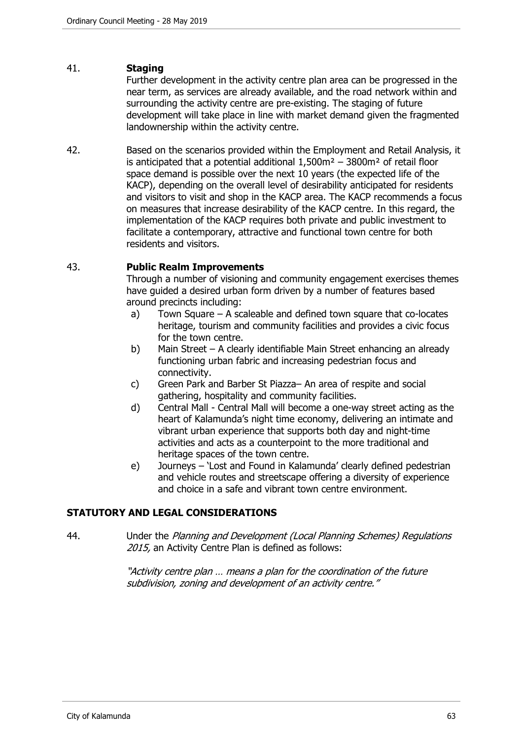41. **Staging**

Further development in the activity centre plan area can be progressed in the near term, as services are already available, and the road network within and surrounding the activity centre are pre-existing. The staging of future development will take place in line with market demand given the fragmented landownership within the activity centre.

42. Based on the scenarios provided within the Employment and Retail Analysis, it is anticipated that a potential additional 1,500m² – 3800m² of retail floor space demand is possible over the next 10 years (the expected life of the KACP), depending on the overall level of desirability anticipated for residents and visitors to visit and shop in the KACP area. The KACP recommends a focus on measures that increase desirability of the KACP centre. In this regard, the implementation of the KACP requires both private and public investment to facilitate a contemporary, attractive and functional town centre for both residents and visitors.

43. **Public Realm Improvements**

Through a number of visioning and community engagement exercises themes have guided a desired urban form driven by a number of features based around precincts including:

a) Town Square – A scaleable and defined town square that co-locates heritage, tourism and community facilities and provides a civic focus for the town centre.

b) Main Street – A clearly identifiable Main Street enhancing an already functioning urban fabric and increasing pedestrian focus and connectivity.

c) Green Park and Barber St Piazza– An area of respite and social gathering, hospitality and community facilities.

d) Central Mall - Central Mall will become a one-way street acting as the heart of Kalamunda's night time economy, delivering an intimate and vibrant urban experience that supports both day and night-time activities and acts as a counterpoint to the more traditional and heritage spaces of the town centre.

e) Journeys – 'Lost and Found in Kalamunda' clearly defined pedestrian and vehicle routes and streetscape offering a diversity of experience and choice in a safe and vibrant town centre environment.

## STATUTORY AND LEGAL CONSIDERATIONS

44. Under the *Planning and Development (Local Planning Schemes) Regulations 2015,* an Activity Centre Plan is defined as follows:

*"Activity centre plan … means a plan for the coordination of the future subdivision, zoning and development of an activity centre."*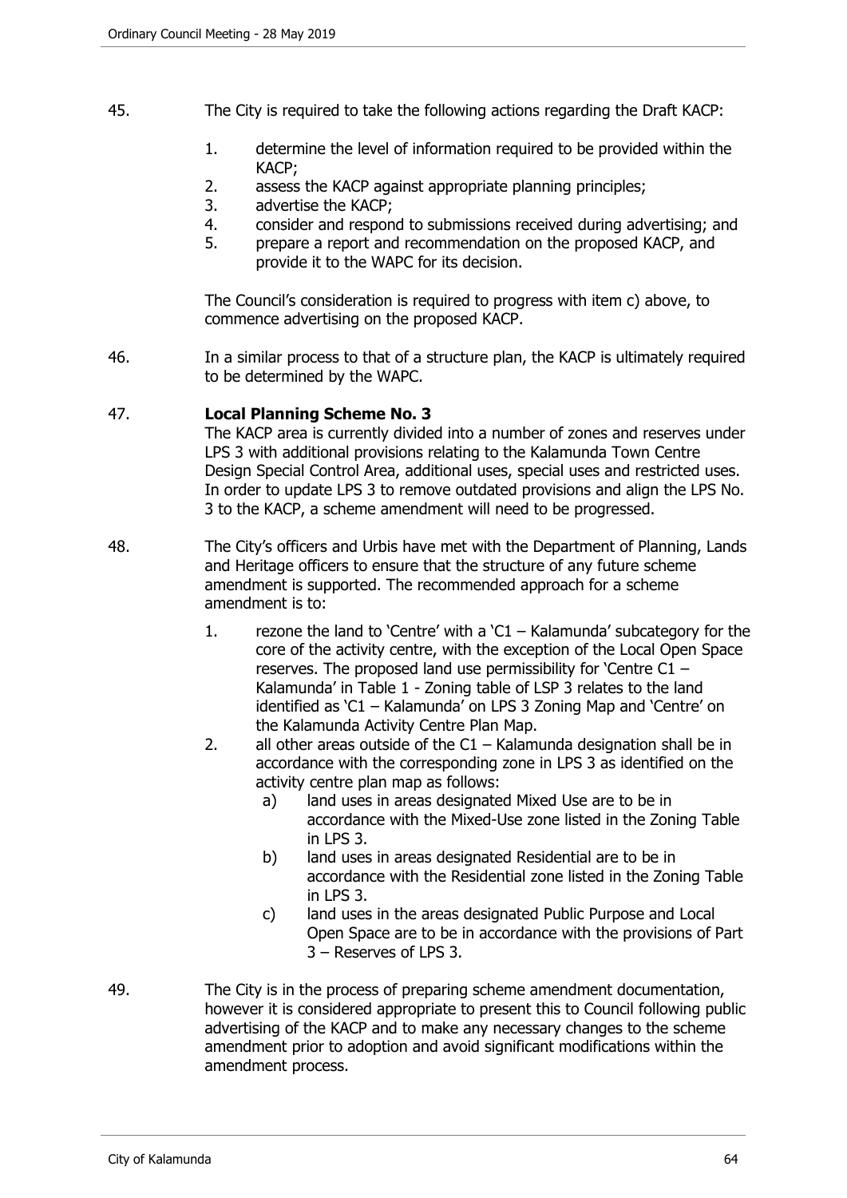45. The City is required to take the following actions regarding the Draft KACP:

    1. determine the level of information required to be provided within the KACP;
    2. assess the KACP against appropriate planning principles;
    3. advertise the KACP;
    4. consider and respond to submissions received during advertising; and
    5. prepare a report and recommendation on the proposed KACP, and provide it to the WAPC for its decision.

    The Council's consideration is required to progress with item c) above, to commence advertising on the proposed KACP.

46. In a similar process to that of a structure plan, the KACP is ultimately required to be determined by the WAPC.

47. **Local Planning Scheme No. 3**

    The KACP area is currently divided into a number of zones and reserves under LPS 3 with additional provisions relating to the Kalamunda Town Centre Design Special Control Area, additional uses, special uses and restricted uses. In order to update LPS 3 to remove outdated provisions and align the LPS No. 3 to the KACP, a scheme amendment will need to be progressed.

48. The City's officers and Urbis have met with the Department of Planning, Lands and Heritage officers to ensure that the structure of any future scheme amendment is supported. The recommended approach for a scheme amendment is to:

    1. rezone the land to 'Centre' with a 'C1 – Kalamunda' subcategory for the core of the activity centre, with the exception of the Local Open Space reserves. The proposed land use permissibility for 'Centre C1 – Kalamunda' in Table 1 - Zoning table of LSP 3 relates to the land identified as 'C1 – Kalamunda' on LPS 3 Zoning Map and 'Centre' on the Kalamunda Activity Centre Plan Map.
    2. all other areas outside of the C1 – Kalamunda designation shall be in accordance with the corresponding zone in LPS 3 as identified on the activity centre plan map as follows:
        a) land uses in areas designated Mixed Use are to be in accordance with the Mixed-Use zone listed in the Zoning Table in LPS 3.
        b) land uses in areas designated Residential are to be in accordance with the Residential zone listed in the Zoning Table in LPS 3.
        c) land uses in the areas designated Public Purpose and Local Open Space are to be in accordance with the provisions of Part 3 – Reserves of LPS 3.

49. The City is in the process of preparing scheme amendment documentation, however it is considered appropriate to present this to Council following public advertising of the KACP and to make any necessary changes to the scheme amendment prior to adoption and avoid significant modifications within the amendment process.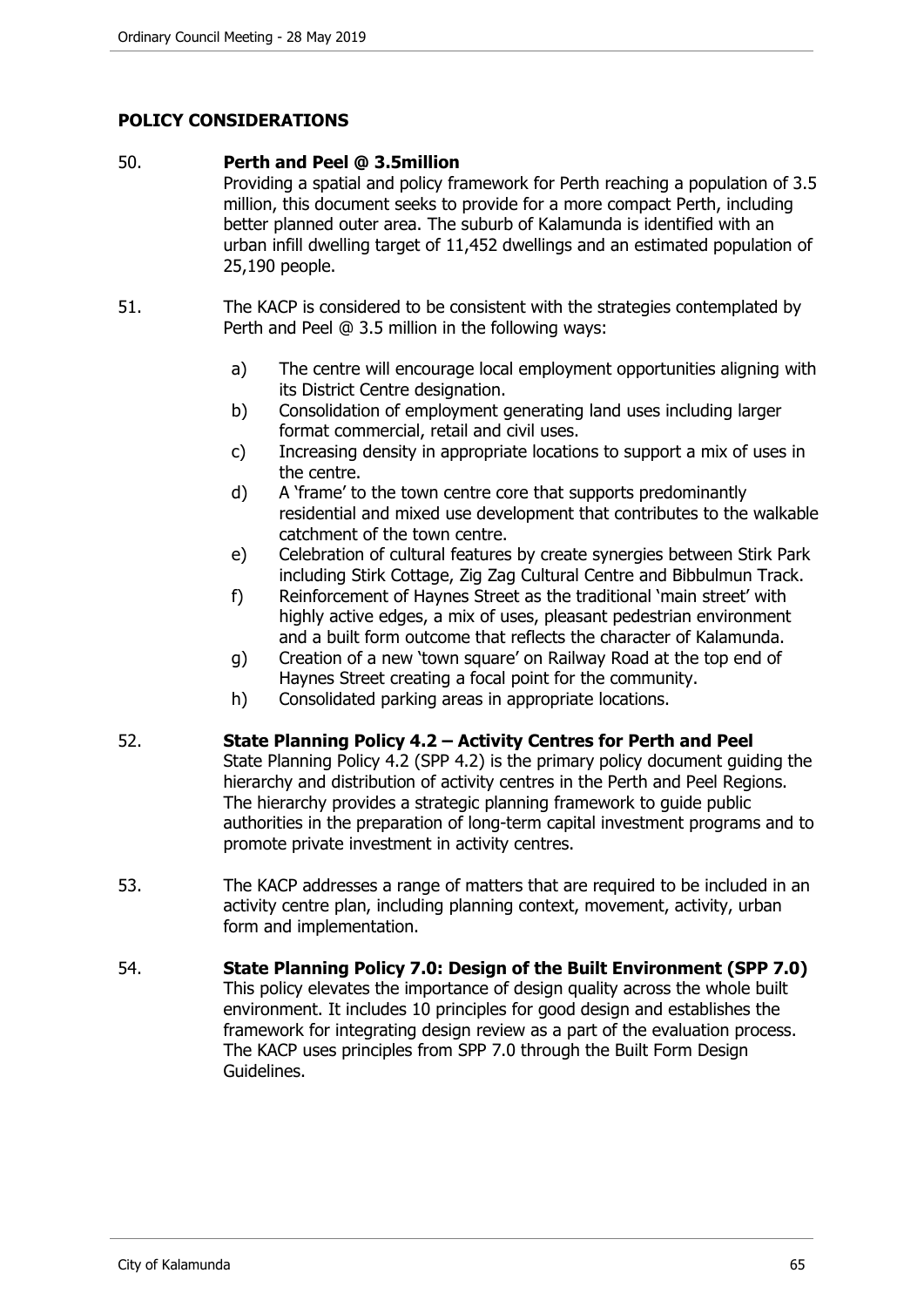## POLICY CONSIDERATIONS

50. **Perth and Peel @ 3.5million**

Providing a spatial and policy framework for Perth reaching a population of 3.5 million, this document seeks to provide for a more compact Perth, including better planned outer area. The suburb of Kalamunda is identified with an urban infill dwelling target of 11,452 dwellings and an estimated population of 25,190 people.

51. The KACP is considered to be consistent with the strategies contemplated by Perth and Peel @ 3.5 million in the following ways:

   a) The centre will encourage local employment opportunities aligning with its District Centre designation.
   b) Consolidation of employment generating land uses including larger format commercial, retail and civil uses.
   c) Increasing density in appropriate locations to support a mix of uses in the centre.
   d) A 'frame' to the town centre core that supports predominantly residential and mixed use development that contributes to the walkable catchment of the town centre.
   e) Celebration of cultural features by create synergies between Stirk Park including Stirk Cottage, Zig Zag Cultural Centre and Bibbulmun Track.
   f) Reinforcement of Haynes Street as the traditional 'main street' with highly active edges, a mix of uses, pleasant pedestrian environment and a built form outcome that reflects the character of Kalamunda.
   g) Creation of a new 'town square' on Railway Road at the top end of Haynes Street creating a focal point for the community.
   h) Consolidated parking areas in appropriate locations.

52. **State Planning Policy 4.2 – Activity Centres for Perth and Peel**

State Planning Policy 4.2 (SPP 4.2) is the primary policy document guiding the hierarchy and distribution of activity centres in the Perth and Peel Regions. The hierarchy provides a strategic planning framework to guide public authorities in the preparation of long-term capital investment programs and to promote private investment in activity centres.

53. The KACP addresses a range of matters that are required to be included in an activity centre plan, including planning context, movement, activity, urban form and implementation.

54. **State Planning Policy 7.0: Design of the Built Environment (SPP 7.0)**

This policy elevates the importance of design quality across the whole built environment. It includes 10 principles for good design and establishes the framework for integrating design review as a part of the evaluation process. The KACP uses principles from SPP 7.0 through the Built Form Design Guidelines.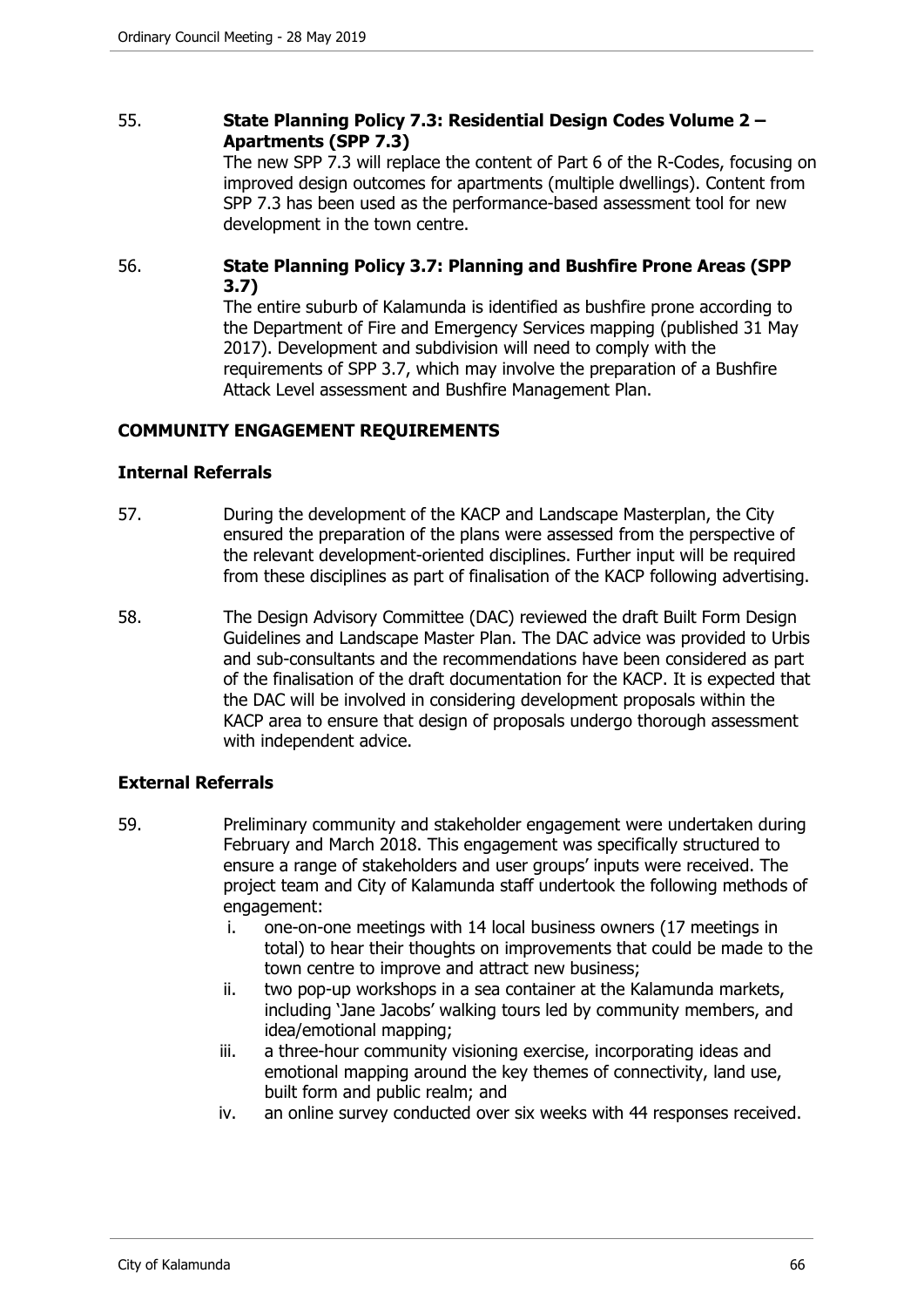55. **State Planning Policy 7.3: Residential Design Codes Volume 2 – Apartments (SPP 7.3)**

    The new SPP 7.3 will replace the content of Part 6 of the R-Codes, focusing on improved design outcomes for apartments (multiple dwellings). Content from SPP 7.3 has been used as the performance-based assessment tool for new development in the town centre.

56. **State Planning Policy 3.7: Planning and Bushfire Prone Areas (SPP 3.7)**

    The entire suburb of Kalamunda is identified as bushfire prone according to the Department of Fire and Emergency Services mapping (published 31 May 2017). Development and subdivision will need to comply with the requirements of SPP 3.7, which may involve the preparation of a Bushfire Attack Level assessment and Bushfire Management Plan.

## COMMUNITY ENGAGEMENT REQUIREMENTS

### Internal Referrals

57. During the development of the KACP and Landscape Masterplan, the City ensured the preparation of the plans were assessed from the perspective of the relevant development-oriented disciplines. Further input will be required from these disciplines as part of finalisation of the KACP following advertising.

58. The Design Advisory Committee (DAC) reviewed the draft Built Form Design Guidelines and Landscape Master Plan. The DAC advice was provided to Urbis and sub-consultants and the recommendations have been considered as part of the finalisation of the draft documentation for the KACP. It is expected that the DAC will be involved in considering development proposals within the KACP area to ensure that design of proposals undergo thorough assessment with independent advice.

### External Referrals

59. Preliminary community and stakeholder engagement were undertaken during February and March 2018. This engagement was specifically structured to ensure a range of stakeholders and user groups' inputs were received. The project team and City of Kalamunda staff undertook the following methods of engagement:

    i. one-on-one meetings with 14 local business owners (17 meetings in total) to hear their thoughts on improvements that could be made to the town centre to improve and attract new business;

    ii. two pop-up workshops in a sea container at the Kalamunda markets, including 'Jane Jacobs' walking tours led by community members, and idea/emotional mapping;

    iii. a three-hour community visioning exercise, incorporating ideas and emotional mapping around the key themes of connectivity, land use, built form and public realm; and

    iv. an online survey conducted over six weeks with 44 responses received.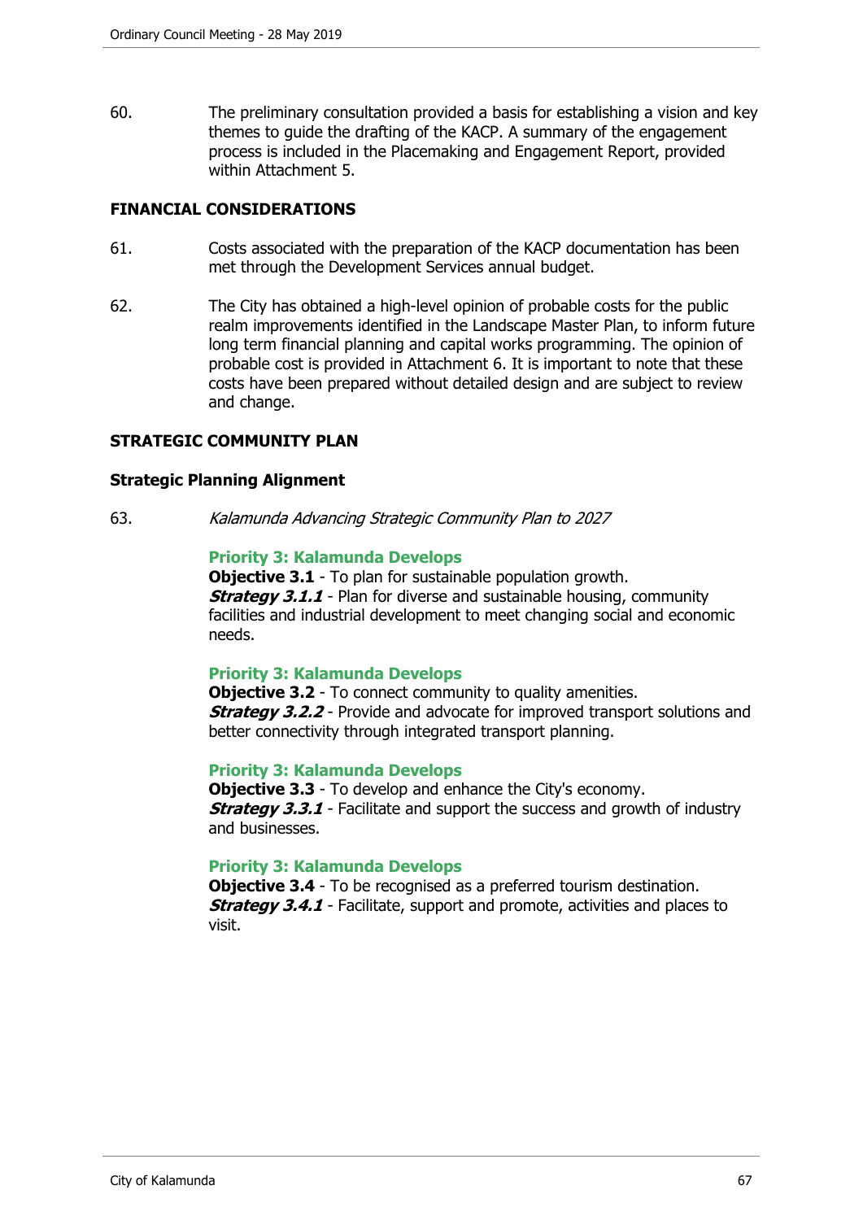60. The preliminary consultation provided a basis for establishing a vision and key themes to guide the drafting of the KACP. A summary of the engagement process is included in the Placemaking and Engagement Report, provided within Attachment 5.

## FINANCIAL CONSIDERATIONS

61. Costs associated with the preparation of the KACP documentation has been met through the Development Services annual budget.

62. The City has obtained a high-level opinion of probable costs for the public realm improvements identified in the Landscape Master Plan, to inform future long term financial planning and capital works programming. The opinion of probable cost is provided in Attachment 6. It is important to note that these costs have been prepared without detailed design and are subject to review and change.

## STRATEGIC COMMUNITY PLAN

### Strategic Planning Alignment

63. *Kalamunda Advancing Strategic Community Plan to 2027*

**Priority 3: Kalamunda Develops**
**Objective 3.1** - To plan for sustainable population growth.
***Strategy 3.1.1*** - Plan for diverse and sustainable housing, community facilities and industrial development to meet changing social and economic needs.

**Priority 3: Kalamunda Develops**
**Objective 3.2** - To connect community to quality amenities.
***Strategy 3.2.2*** - Provide and advocate for improved transport solutions and better connectivity through integrated transport planning.

**Priority 3: Kalamunda Develops**
**Objective 3.3** - To develop and enhance the City's economy.
***Strategy 3.3.1*** - Facilitate and support the success and growth of industry and businesses.

**Priority 3: Kalamunda Develops**
**Objective 3.4** - To be recognised as a preferred tourism destination.
***Strategy 3.4.1*** - Facilitate, support and promote, activities and places to visit.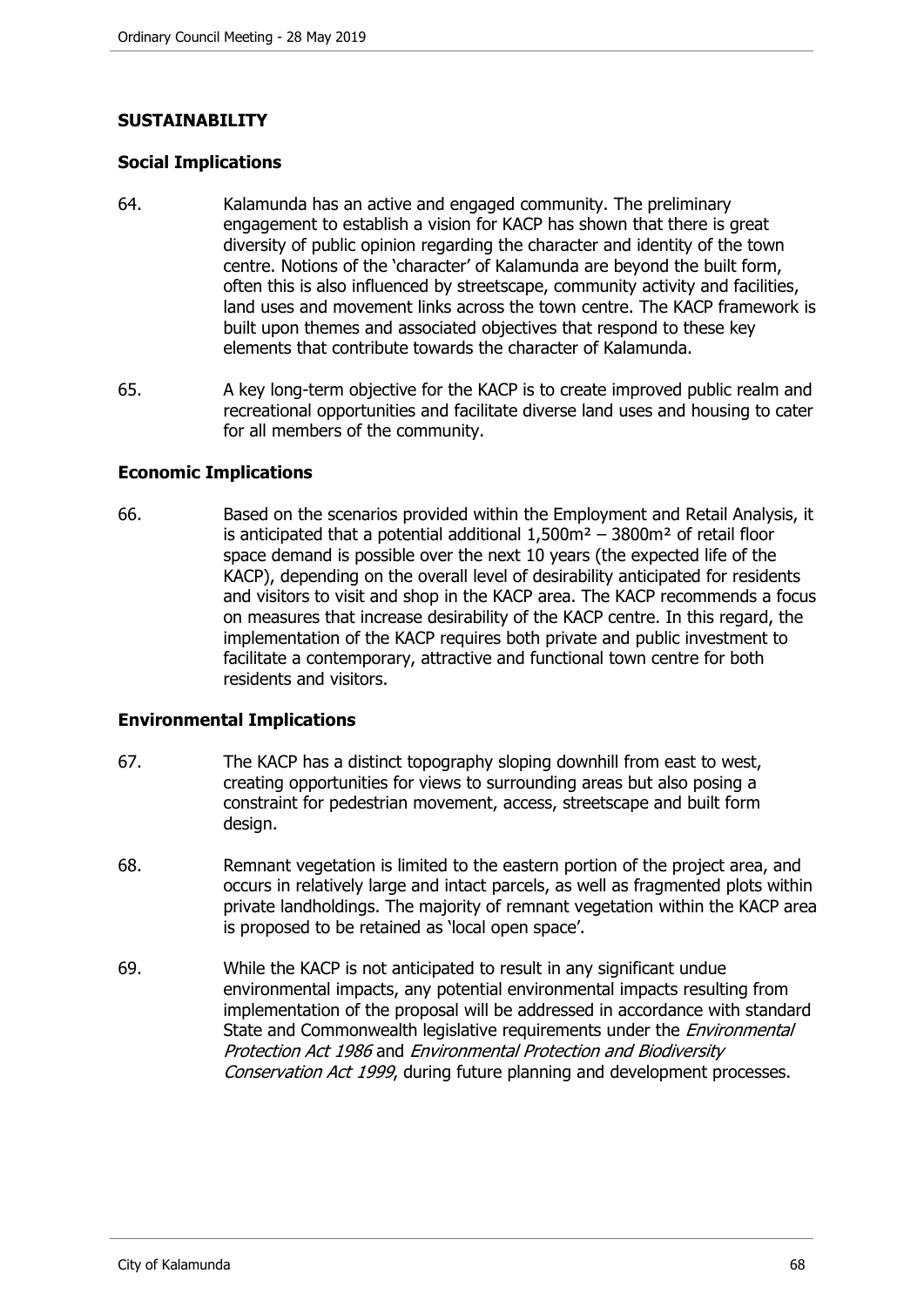## SUSTAINABILITY

### Social Implications

64. Kalamunda has an active and engaged community. The preliminary engagement to establish a vision for KACP has shown that there is great diversity of public opinion regarding the character and identity of the town centre. Notions of the 'character' of Kalamunda are beyond the built form, often this is also influenced by streetscape, community activity and facilities, land uses and movement links across the town centre. The KACP framework is built upon themes and associated objectives that respond to these key elements that contribute towards the character of Kalamunda.

65. A key long-term objective for the KACP is to create improved public realm and recreational opportunities and facilitate diverse land uses and housing to cater for all members of the community.

### Economic Implications

66. Based on the scenarios provided within the Employment and Retail Analysis, it is anticipated that a potential additional 1,500m² – 3800m² of retail floor space demand is possible over the next 10 years (the expected life of the KACP), depending on the overall level of desirability anticipated for residents and visitors to visit and shop in the KACP area. The KACP recommends a focus on measures that increase desirability of the KACP centre. In this regard, the implementation of the KACP requires both private and public investment to facilitate a contemporary, attractive and functional town centre for both residents and visitors.

### Environmental Implications

67. The KACP has a distinct topography sloping downhill from east to west, creating opportunities for views to surrounding areas but also posing a constraint for pedestrian movement, access, streetscape and built form design.

68. Remnant vegetation is limited to the eastern portion of the project area, and occurs in relatively large and intact parcels, as well as fragmented plots within private landholdings. The majority of remnant vegetation within the KACP area is proposed to be retained as 'local open space'.

69. While the KACP is not anticipated to result in any significant undue environmental impacts, any potential environmental impacts resulting from implementation of the proposal will be addressed in accordance with standard State and Commonwealth legislative requirements under the *Environmental Protection Act 1986* and *Environmental Protection and Biodiversity Conservation Act 1999*, during future planning and development processes.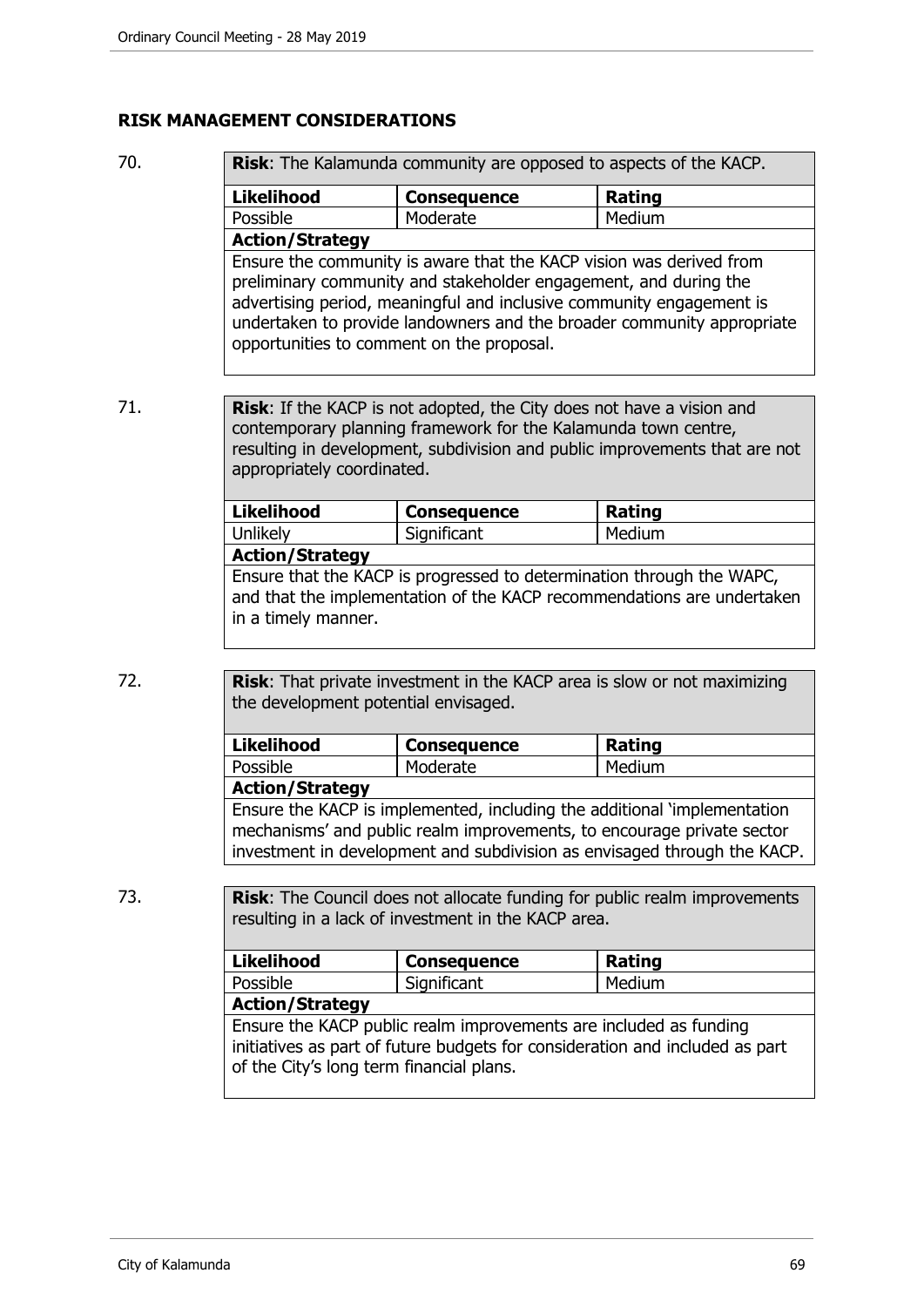## RISK MANAGEMENT CONSIDERATIONS

70.

| **Risk**: The Kalamunda community are opposed to aspects of the KACP. | | |
|---|---|---|
| **Likelihood** | **Consequence** | **Rating** |
| Possible | Moderate | Medium |
| **Action/Strategy** | | |
| Ensure the community is aware that the KACP vision was derived from preliminary community and stakeholder engagement, and during the advertising period, meaningful and inclusive community engagement is undertaken to provide landowners and the broader community appropriate opportunities to comment on the proposal. | | |

71.

| **Risk**: If the KACP is not adopted, the City does not have a vision and contemporary planning framework for the Kalamunda town centre, resulting in development, subdivision and public improvements that are not appropriately coordinated. | | |
|---|---|---|
| **Likelihood** | **Consequence** | **Rating** |
| Unlikely | Significant | Medium |
| **Action/Strategy** | | |
| Ensure that the KACP is progressed to determination through the WAPC, and that the implementation of the KACP recommendations are undertaken in a timely manner. | | |

72.

| **Risk**: That private investment in the KACP area is slow or not maximizing the development potential envisaged. | | |
|---|---|---|
| **Likelihood** | **Consequence** | **Rating** |
| Possible | Moderate | Medium |
| **Action/Strategy** | | |
| Ensure the KACP is implemented, including the additional 'implementation mechanisms' and public realm improvements, to encourage private sector investment in development and subdivision as envisaged through the KACP. | | |

73.

| **Risk**: The Council does not allocate funding for public realm improvements resulting in a lack of investment in the KACP area. | | |
|---|---|---|
| **Likelihood** | **Consequence** | **Rating** |
| Possible | Significant | Medium |
| **Action/Strategy** | | |
| Ensure the KACP public realm improvements are included as funding initiatives as part of future budgets for consideration and included as part of the City's long term financial plans. | | |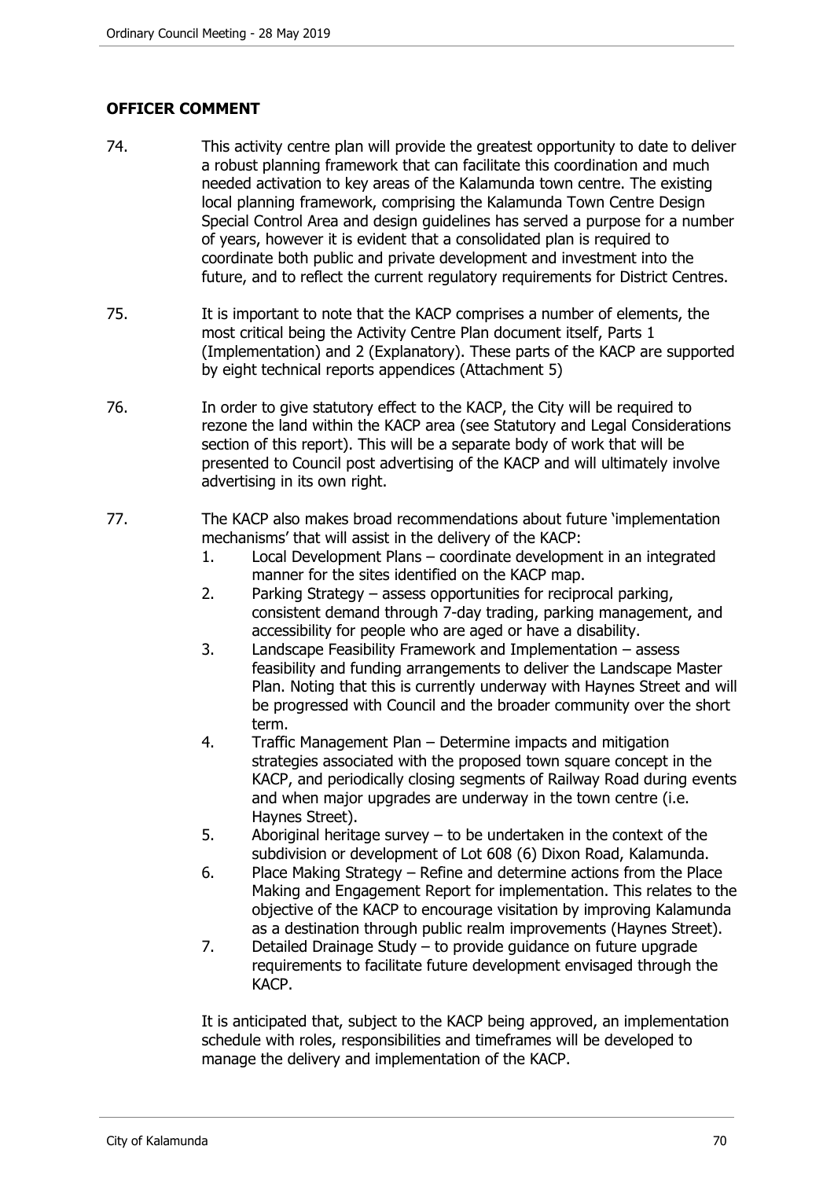## OFFICER COMMENT

74. This activity centre plan will provide the greatest opportunity to date to deliver a robust planning framework that can facilitate this coordination and much needed activation to key areas of the Kalamunda town centre. The existing local planning framework, comprising the Kalamunda Town Centre Design Special Control Area and design guidelines has served a purpose for a number of years, however it is evident that a consolidated plan is required to coordinate both public and private development and investment into the future, and to reflect the current regulatory requirements for District Centres.

75. It is important to note that the KACP comprises a number of elements, the most critical being the Activity Centre Plan document itself, Parts 1 (Implementation) and 2 (Explanatory). These parts of the KACP are supported by eight technical reports appendices (Attachment 5)

76. In order to give statutory effect to the KACP, the City will be required to rezone the land within the KACP area (see Statutory and Legal Considerations section of this report). This will be a separate body of work that will be presented to Council post advertising of the KACP and will ultimately involve advertising in its own right.

77. The KACP also makes broad recommendations about future 'implementation mechanisms' that will assist in the delivery of the KACP:
    1. Local Development Plans – coordinate development in an integrated manner for the sites identified on the KACP map.
    2. Parking Strategy – assess opportunities for reciprocal parking, consistent demand through 7-day trading, parking management, and accessibility for people who are aged or have a disability.
    3. Landscape Feasibility Framework and Implementation – assess feasibility and funding arrangements to deliver the Landscape Master Plan. Noting that this is currently underway with Haynes Street and will be progressed with Council and the broader community over the short term.
    4. Traffic Management Plan – Determine impacts and mitigation strategies associated with the proposed town square concept in the KACP, and periodically closing segments of Railway Road during events and when major upgrades are underway in the town centre (i.e. Haynes Street).
    5. Aboriginal heritage survey – to be undertaken in the context of the subdivision or development of Lot 608 (6) Dixon Road, Kalamunda.
    6. Place Making Strategy – Refine and determine actions from the Place Making and Engagement Report for implementation. This relates to the objective of the KACP to encourage visitation by improving Kalamunda as a destination through public realm improvements (Haynes Street).
    7. Detailed Drainage Study – to provide guidance on future upgrade requirements to facilitate future development envisaged through the KACP.

    It is anticipated that, subject to the KACP being approved, an implementation schedule with roles, responsibilities and timeframes will be developed to manage the delivery and implementation of the KACP.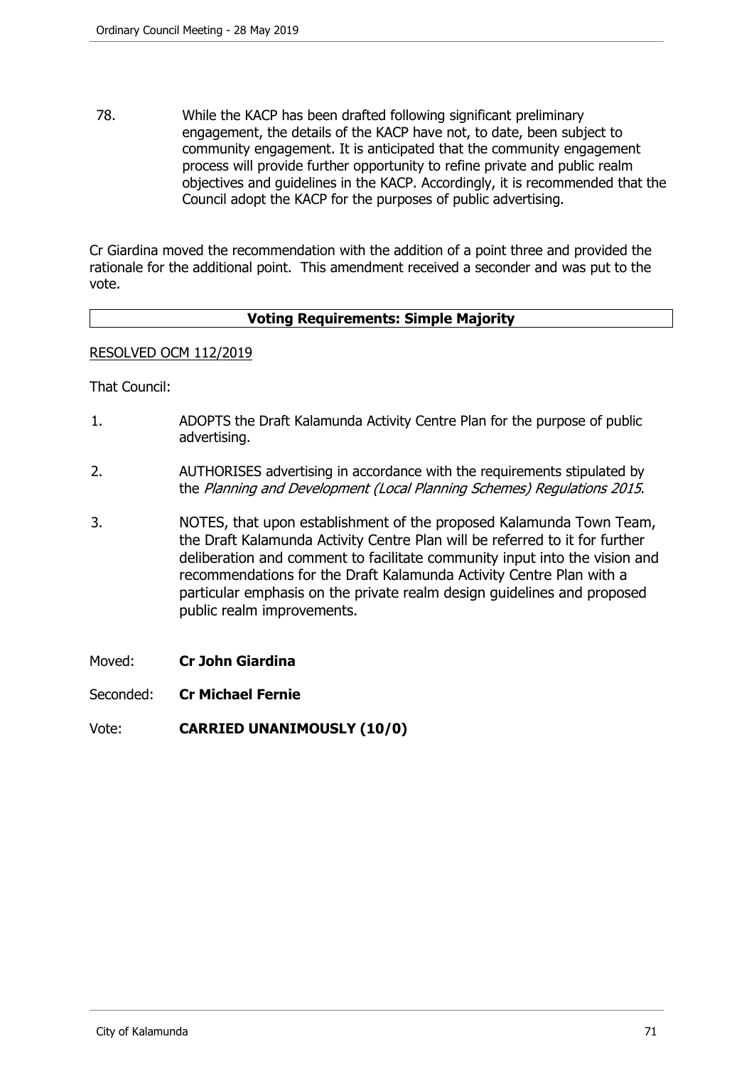78. While the KACP has been drafted following significant preliminary engagement, the details of the KACP have not, to date, been subject to community engagement. It is anticipated that the community engagement process will provide further opportunity to refine private and public realm objectives and guidelines in the KACP. Accordingly, it is recommended that the Council adopt the KACP for the purposes of public advertising.

Cr Giardina moved the recommendation with the addition of a point three and provided the rationale for the additional point. This amendment received a seconder and was put to the vote.

**Voting Requirements: Simple Majority**

RESOLVED OCM 112/2019

That Council:

1. ADOPTS the Draft Kalamunda Activity Centre Plan for the purpose of public advertising.
2. AUTHORISES advertising in accordance with the requirements stipulated by the *Planning and Development (Local Planning Schemes) Regulations 2015*.
3. NOTES, that upon establishment of the proposed Kalamunda Town Team, the Draft Kalamunda Activity Centre Plan will be referred to it for further deliberation and comment to facilitate community input into the vision and recommendations for the Draft Kalamunda Activity Centre Plan with a particular emphasis on the private realm design guidelines and proposed public realm improvements.

Moved: **Cr John Giardina**

Seconded: **Cr Michael Fernie**

Vote: **CARRIED UNANIMOUSLY (10/0)**